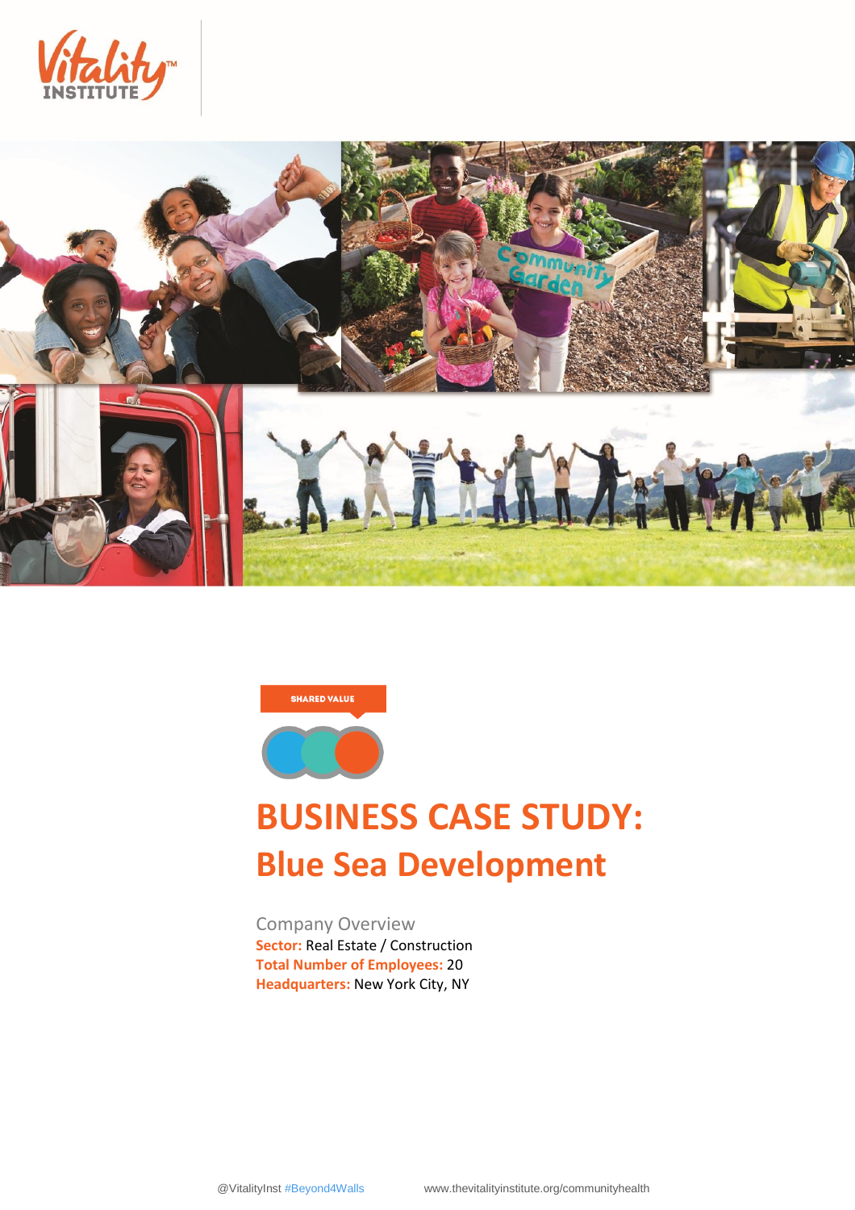SHARED VALUE

# BUSINESS CASE STUDY:
## Blue Sea Development

Company Overview

**Sector:** Real Estate / Construction
**Total Number of Employees:** 20
**Headquarters:** New York City, NY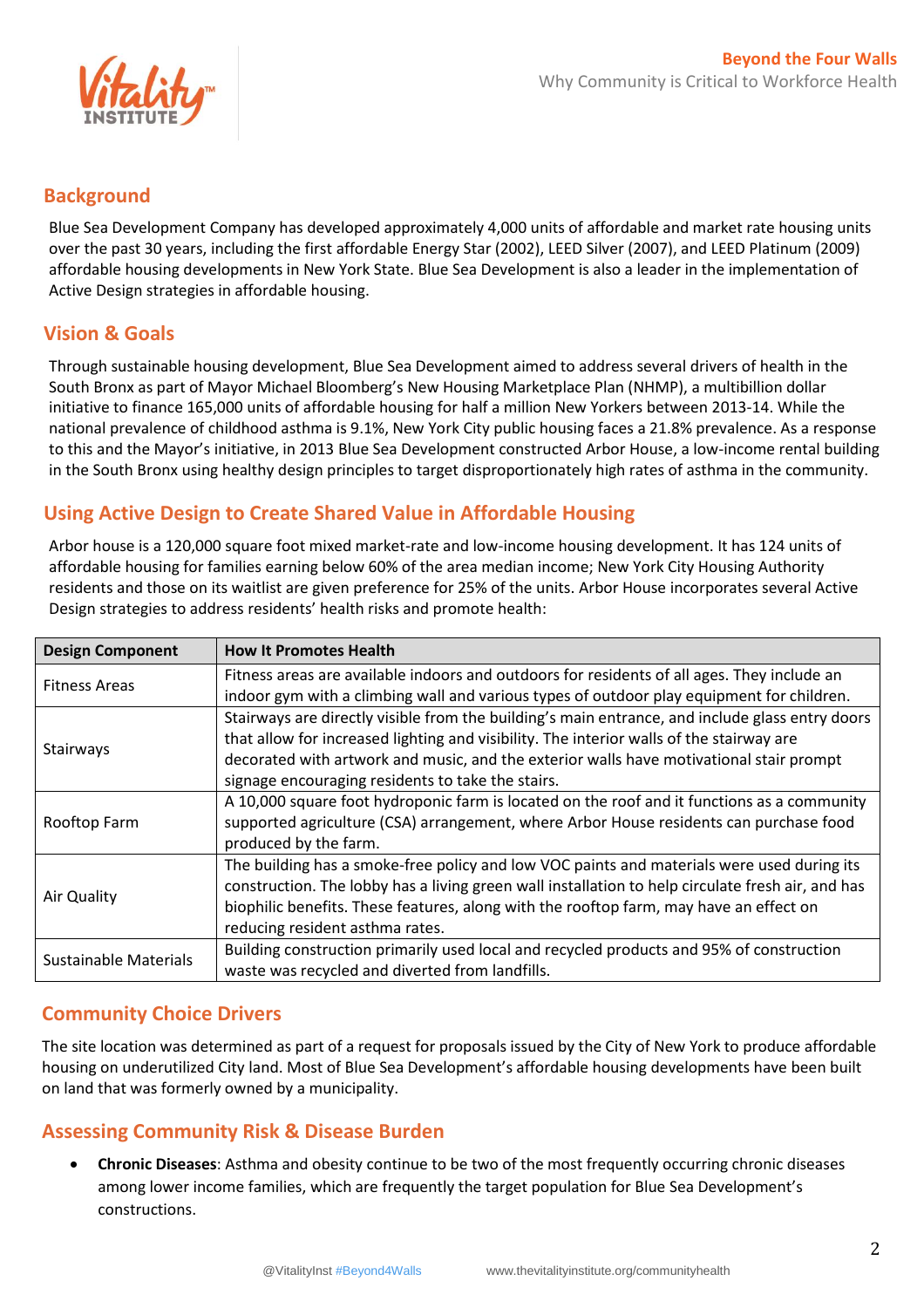## Background

Blue Sea Development Company has developed approximately 4,000 units of affordable and market rate housing units over the past 30 years, including the first affordable Energy Star (2002), LEED Silver (2007), and LEED Platinum (2009) affordable housing developments in New York State. Blue Sea Development is also a leader in the implementation of Active Design strategies in affordable housing.

## Vision & Goals

Through sustainable housing development, Blue Sea Development aimed to address several drivers of health in the South Bronx as part of Mayor Michael Bloomberg's New Housing Marketplace Plan (NHMP), a multibillion dollar initiative to finance 165,000 units of affordable housing for half a million New Yorkers between 2013-14. While the national prevalence of childhood asthma is 9.1%, New York City public housing faces a 21.8% prevalence. As a response to this and the Mayor's initiative, in 2013 Blue Sea Development constructed Arbor House, a low-income rental building in the South Bronx using healthy design principles to target disproportionately high rates of asthma in the community.

## Using Active Design to Create Shared Value in Affordable Housing

Arbor house is a 120,000 square foot mixed market-rate and low-income housing development. It has 124 units of affordable housing for families earning below 60% of the area median income; New York City Housing Authority residents and those on its waitlist are given preference for 25% of the units. Arbor House incorporates several Active Design strategies to address residents' health risks and promote health:

| Design Component | How It Promotes Health |
|---|---|
| Fitness Areas | Fitness areas are available indoors and outdoors for residents of all ages. They include an indoor gym with a climbing wall and various types of outdoor play equipment for children. |
| Stairways | Stairways are directly visible from the building's main entrance, and include glass entry doors that allow for increased lighting and visibility. The interior walls of the stairway are decorated with artwork and music, and the exterior walls have motivational stair prompt signage encouraging residents to take the stairs. |
| Rooftop Farm | A 10,000 square foot hydroponic farm is located on the roof and it functions as a community supported agriculture (CSA) arrangement, where Arbor House residents can purchase food produced by the farm. |
| Air Quality | The building has a smoke-free policy and low VOC paints and materials were used during its construction. The lobby has a living green wall installation to help circulate fresh air, and has biophilic benefits. These features, along with the rooftop farm, may have an effect on reducing resident asthma rates. |
| Sustainable Materials | Building construction primarily used local and recycled products and 95% of construction waste was recycled and diverted from landfills. |

## Community Choice Drivers

The site location was determined as part of a request for proposals issued by the City of New York to produce affordable housing on underutilized City land. Most of Blue Sea Development's affordable housing developments have been built on land that was formerly owned by a municipality.

## Assessing Community Risk & Disease Burden

- **Chronic Diseases**: Asthma and obesity continue to be two of the most frequently occurring chronic diseases among lower income families, which are frequently the target population for Blue Sea Development's constructions.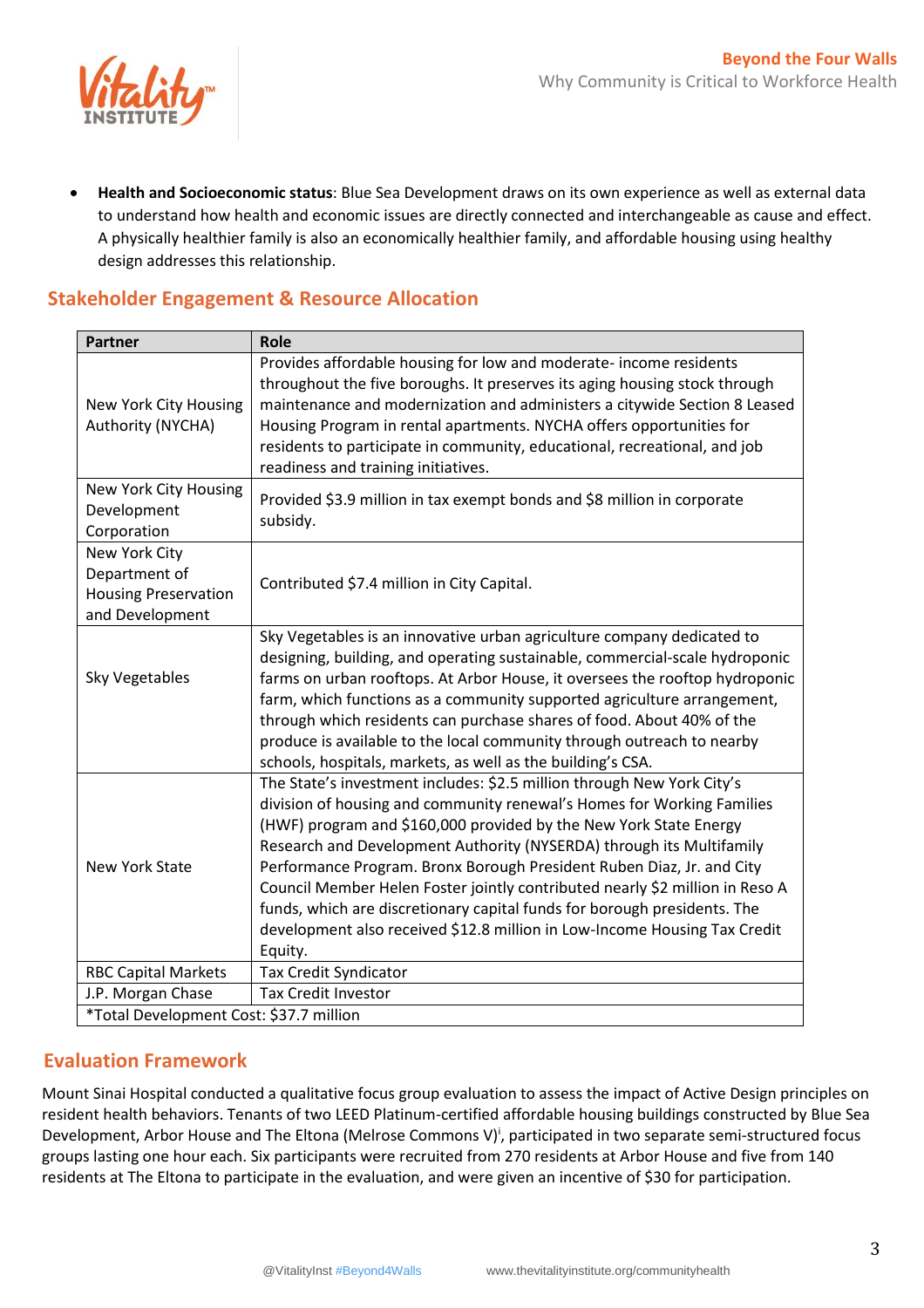- **Health and Socioeconomic status**: Blue Sea Development draws on its own experience as well as external data to understand how health and economic issues are directly connected and interchangeable as cause and effect. A physically healthier family is also an economically healthier family, and affordable housing using healthy design addresses this relationship.

## Stakeholder Engagement & Resource Allocation

| Partner | Role |
| --- | --- |
| New York City Housing Authority (NYCHA) | Provides affordable housing for low and moderate- income residents throughout the five boroughs. It preserves its aging housing stock through maintenance and modernization and administers a citywide Section 8 Leased Housing Program in rental apartments. NYCHA offers opportunities for residents to participate in community, educational, recreational, and job readiness and training initiatives. |
| New York City Housing Development Corporation | Provided $3.9 million in tax exempt bonds and $8 million in corporate subsidy. |
| New York City Department of Housing Preservation and Development | Contributed $7.4 million in City Capital. |
| Sky Vegetables | Sky Vegetables is an innovative urban agriculture company dedicated to designing, building, and operating sustainable, commercial-scale hydroponic farms on urban rooftops. At Arbor House, it oversees the rooftop hydroponic farm, which functions as a community supported agriculture arrangement, through which residents can purchase shares of food. About 40% of the produce is available to the local community through outreach to nearby schools, hospitals, markets, as well as the building's CSA. |
| New York State | The State's investment includes: $2.5 million through New York City's division of housing and community renewal's Homes for Working Families (HWF) program and $160,000 provided by the New York State Energy Research and Development Authority (NYSERDA) through its Multifamily Performance Program. Bronx Borough President Ruben Diaz, Jr. and City Council Member Helen Foster jointly contributed nearly $2 million in Reso A funds, which are discretionary capital funds for borough presidents. The development also received $12.8 million in Low-Income Housing Tax Credit Equity. |
| RBC Capital Markets | Tax Credit Syndicator |
| J.P. Morgan Chase | Tax Credit Investor |
| *Total Development Cost: $37.7 million | |

## Evaluation Framework

Mount Sinai Hospital conducted a qualitative focus group evaluation to assess the impact of Active Design principles on resident health behaviors. Tenants of two LEED Platinum-certified affordable housing buildings constructed by Blue Sea Development, Arbor House and The Eltona (Melrose Commons V)[i], participated in two separate semi-structured focus groups lasting one hour each. Six participants were recruited from 270 residents at Arbor House and five from 140 residents at The Eltona to participate in the evaluation, and were given an incentive of $30 for participation.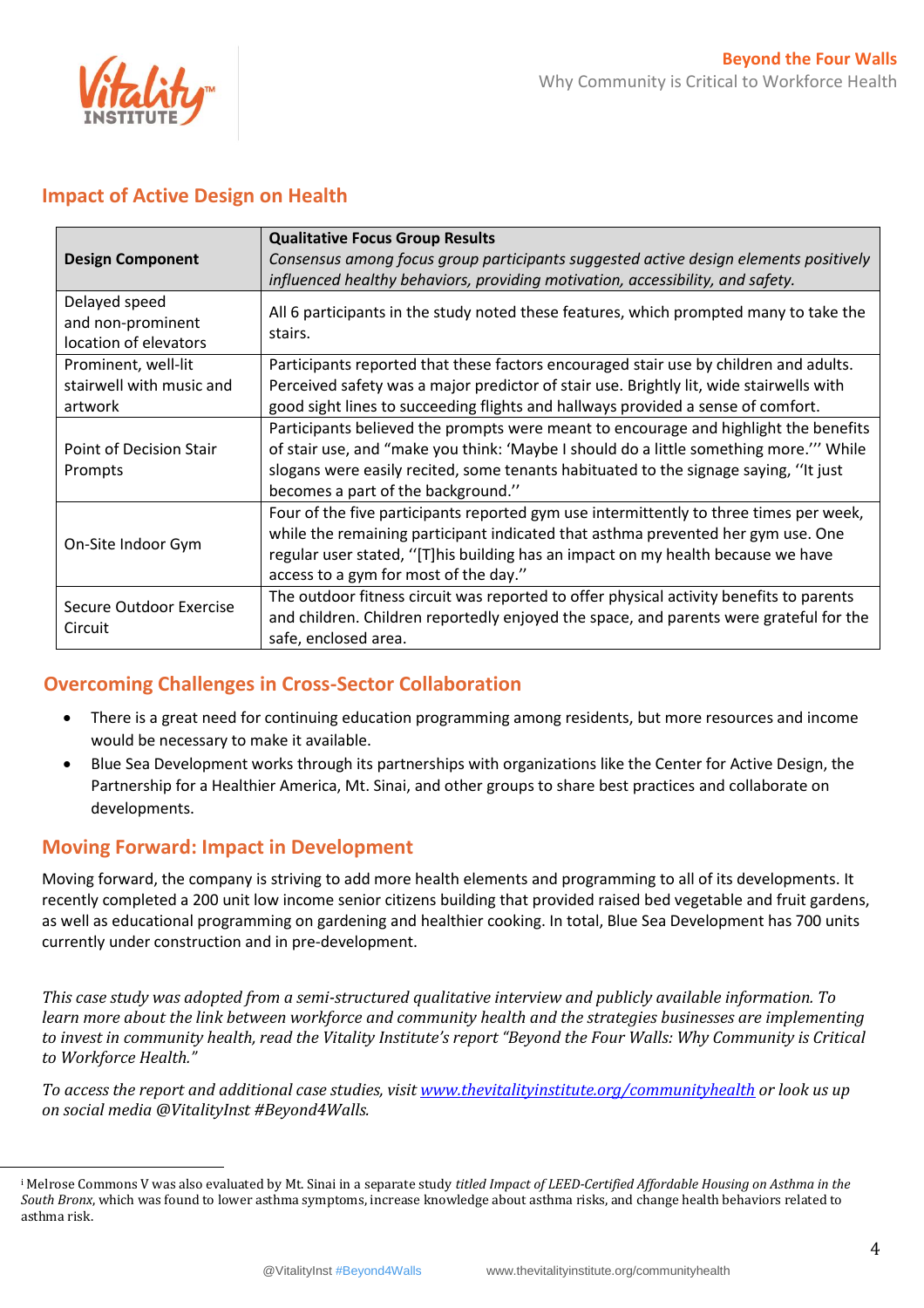## Impact of Active Design on Health

| Design Component | **Qualitative Focus Group Results** *Consensus among focus group participants suggested active design elements positively influenced healthy behaviors, providing motivation, accessibility, and safety.* |
|---|---|
| Delayed speed and non-prominent location of elevators | All 6 participants in the study noted these features, which prompted many to take the stairs. |
| Prominent, well-lit stairwell with music and artwork | Participants reported that these factors encouraged stair use by children and adults. Perceived safety was a major predictor of stair use. Brightly lit, wide stairwells with good sight lines to succeeding flights and hallways provided a sense of comfort. |
| Point of Decision Stair Prompts | Participants believed the prompts were meant to encourage and highlight the benefits of stair use, and "make you think: 'Maybe I should do a little something more.''' While slogans were easily recited, some tenants habituated to the signage saying, ''It just becomes a part of the background.'' |
| On-Site Indoor Gym | Four of the five participants reported gym use intermittently to three times per week, while the remaining participant indicated that asthma prevented her gym use. One regular user stated, ''[T]his building has an impact on my health because we have access to a gym for most of the day.'' |
| Secure Outdoor Exercise Circuit | The outdoor fitness circuit was reported to offer physical activity benefits to parents and children. Children reportedly enjoyed the space, and parents were grateful for the safe, enclosed area. |

## Overcoming Challenges in Cross-Sector Collaboration

- There is a great need for continuing education programming among residents, but more resources and income would be necessary to make it available.
- Blue Sea Development works through its partnerships with organizations like the Center for Active Design, the Partnership for a Healthier America, Mt. Sinai, and other groups to share best practices and collaborate on developments.

## Moving Forward: Impact in Development

Moving forward, the company is striving to add more health elements and programming to all of its developments. It recently completed a 200 unit low income senior citizens building that provided raised bed vegetable and fruit gardens, as well as educational programming on gardening and healthier cooking. In total, Blue Sea Development has 700 units currently under construction and in pre-development.

*This case study was adopted from a semi-structured qualitative interview and publicly available information. To learn more about the link between workforce and community health and the strategies businesses are implementing to invest in community health, read the Vitality Institute's report "Beyond the Four Walls: Why Community is Critical to Workforce Health."*

*To access the report and additional case studies, visit [www.thevitalityinstitute.org/communityhealth](www.thevitalityinstitute.org/communityhealth) or look us up on social media @VitalityInst #Beyond4Walls.*

---

[i] Melrose Commons V was also evaluated by Mt. Sinai in a separate study titled *Impact of LEED-Certified Affordable Housing on Asthma in the South Bronx*, which was found to lower asthma symptoms, increase knowledge about asthma risks, and change health behaviors related to asthma risk.